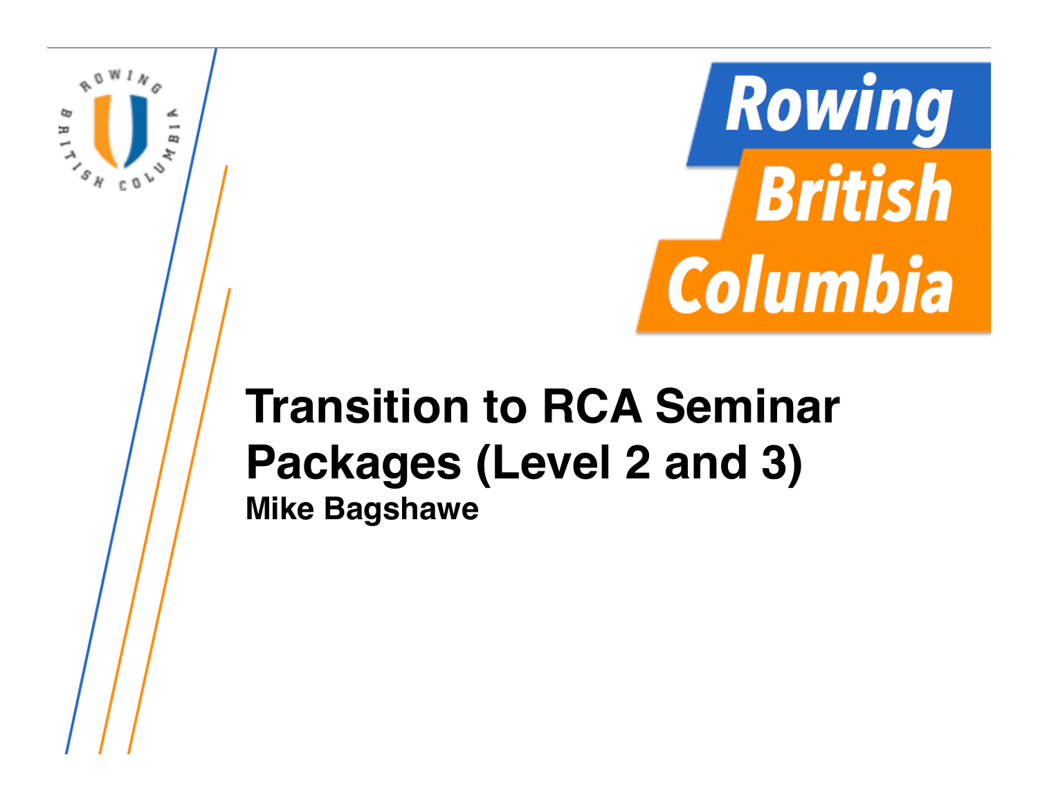# Transition to RCA Seminar Packages (Level 2 and 3)

**Mike Bagshawe**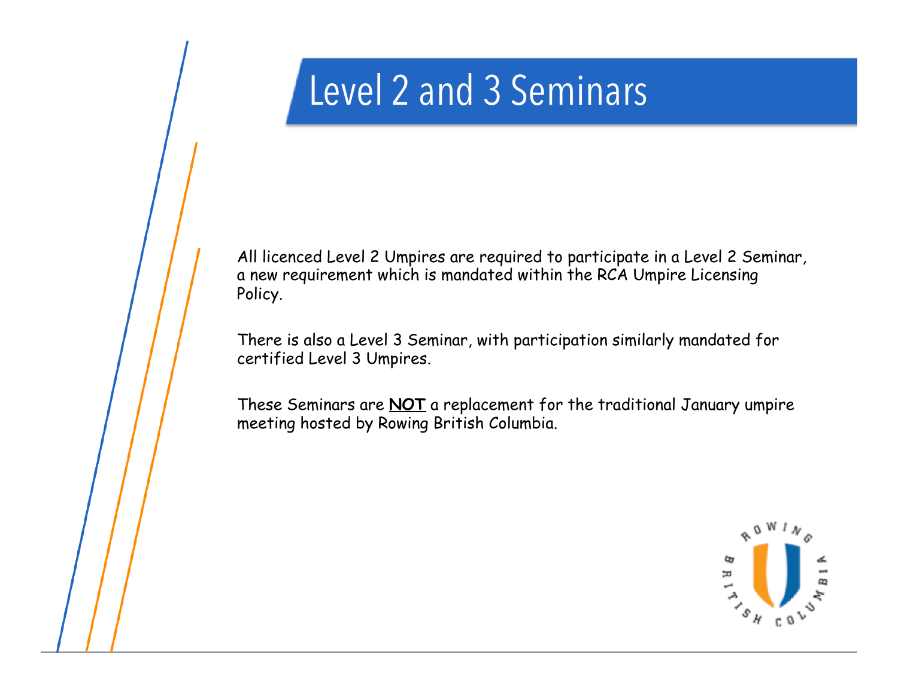# Level 2 and 3 Seminars

All licenced Level 2 Umpires are required to participate in a Level 2 Seminar, a new requirement which is mandated within the RCA Umpire Licensing Policy.

There is also a Level 3 Seminar, with participation similarly mandated for certified Level 3 Umpires.

These Seminars are **NOT** a replacement for the traditional January umpire meeting hosted by Rowing British Columbia.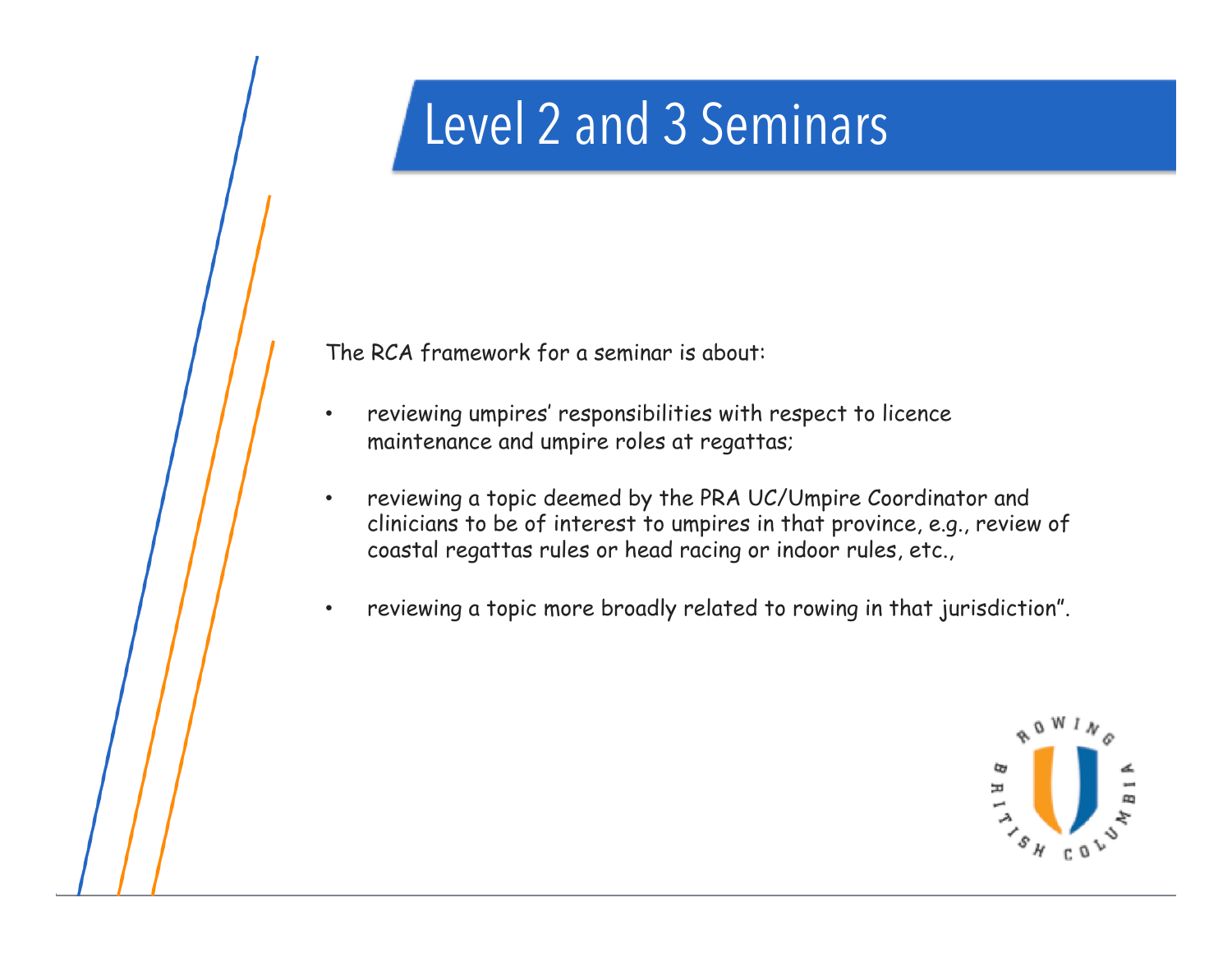# Level 2 and 3 Seminars

The RCA framework for a seminar is about:

- reviewing umpires' responsibilities with respect to licence maintenance and umpire roles at regattas;
- reviewing a topic deemed by the PRA UC/Umpire Coordinator and clinicians to be of interest to umpires in that province, e.g., review of coastal regattas rules or head racing or indoor rules, etc.,
- reviewing a topic more broadly related to rowing in that jurisdiction".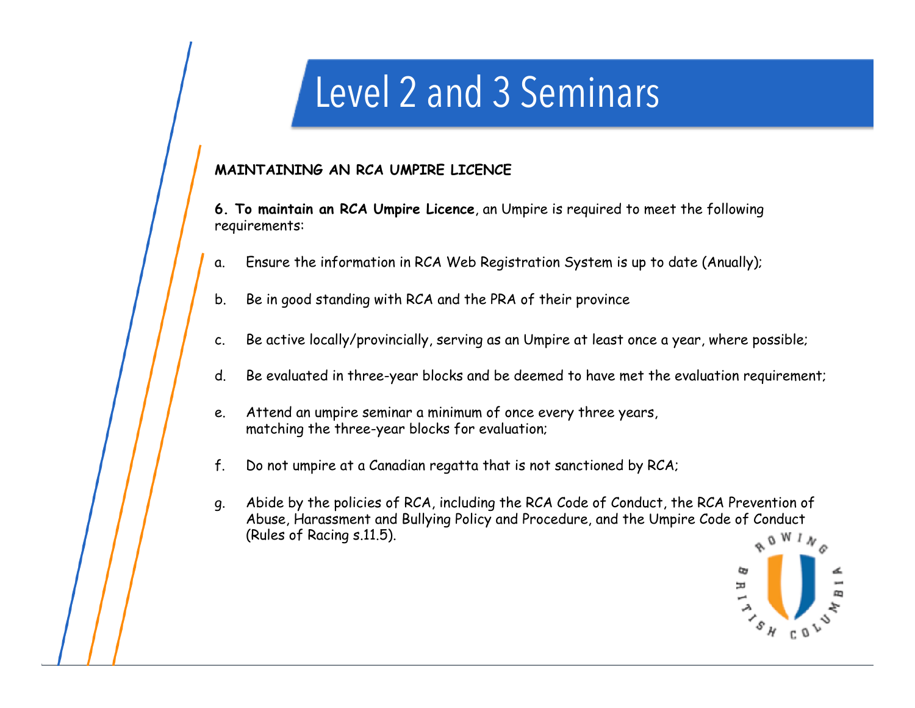# Level 2 and 3 Seminars

**MAINTAINING AN RCA UMPIRE LICENCE**

**6. To maintain an RCA Umpire Licence**, an Umpire is required to meet the following requirements:

a. Ensure the information in RCA Web Registration System is up to date (Anually);

b. Be in good standing with RCA and the PRA of their province

c. Be active locally/provincially, serving as an Umpire at least once a year, where possible;

d. Be evaluated in three-year blocks and be deemed to have met the evaluation requirement;

e. Attend an umpire seminar a minimum of once every three years, matching the three-year blocks for evaluation;

f. Do not umpire at a Canadian regatta that is not sanctioned by RCA;

g. Abide by the policies of RCA, including the RCA Code of Conduct, the RCA Prevention of Abuse, Harassment and Bullying Policy and Procedure, and the Umpire Code of Conduct (Rules of Racing s.11.5).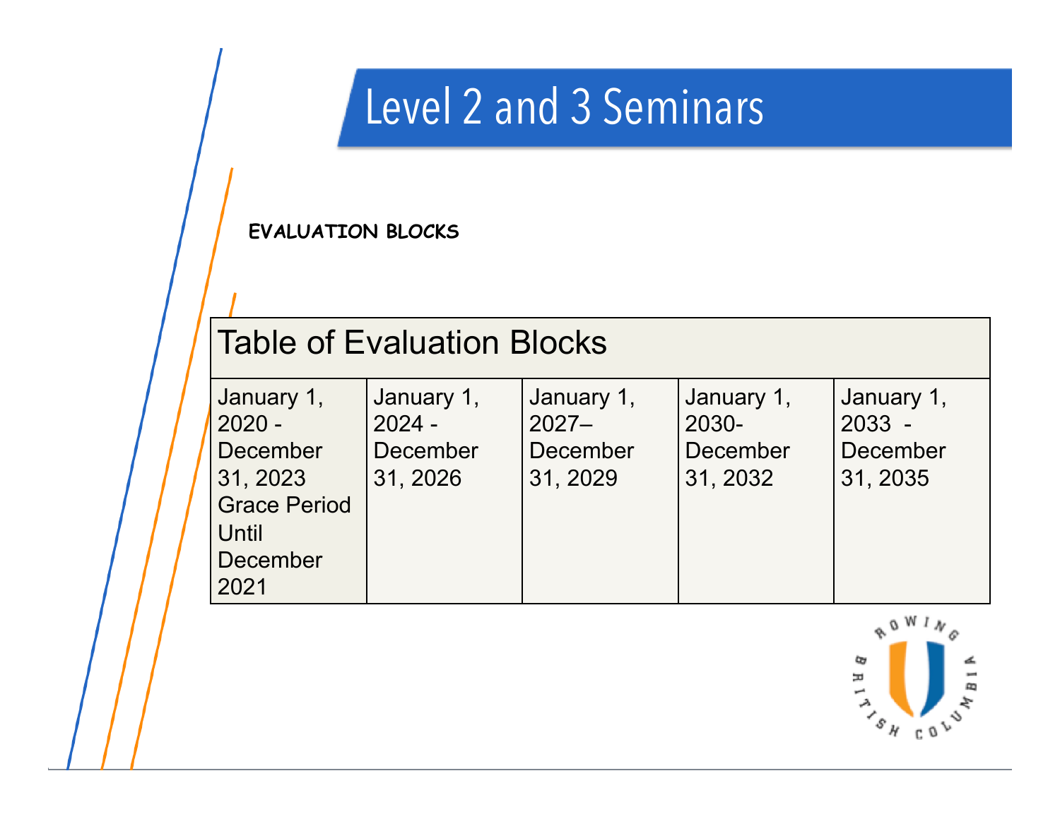# Level 2 and 3 Seminars

**EVALUATION BLOCKS**

| Table of Evaluation Blocks | | | | |
|---|---|---|---|---|
| January 1, 2020 - December 31, 2023 Grace Period Until December 2021 | January 1, 2024 - December 31, 2026 | January 1, 2027– December 31, 2029 | January 1, 2030- December 31, 2032 | January 1, 2033 - December 31, 2035 |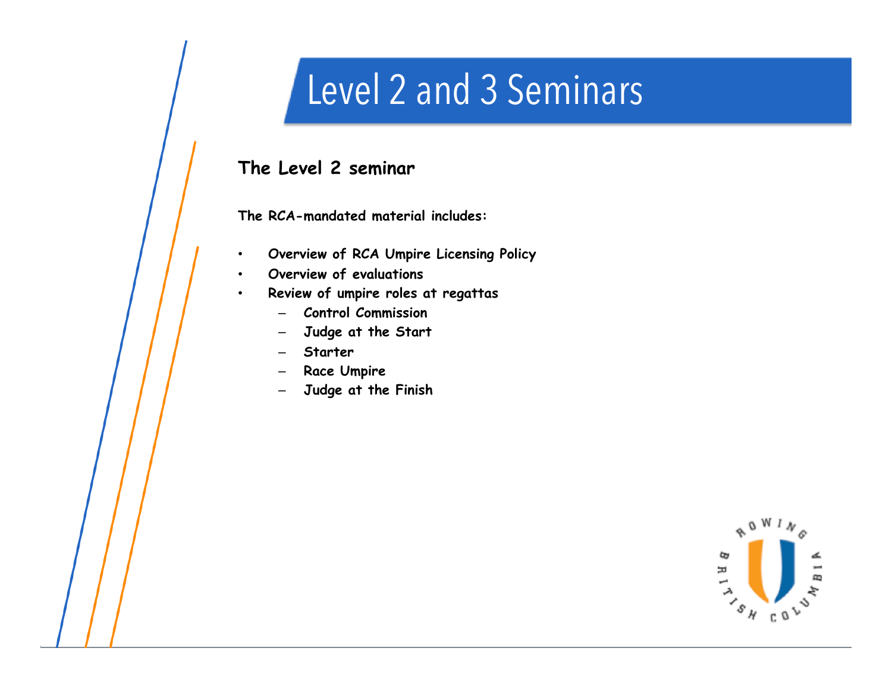# Level 2 and 3 Seminars

## The Level 2 seminar

**The RCA-mandated material includes:**

- **Overview of RCA Umpire Licensing Policy**
- **Overview of evaluations**
- **Review of umpire roles at regattas**
  - **Control Commission**
  - **Judge at the Start**
  - **Starter**
  - **Race Umpire**
  - **Judge at the Finish**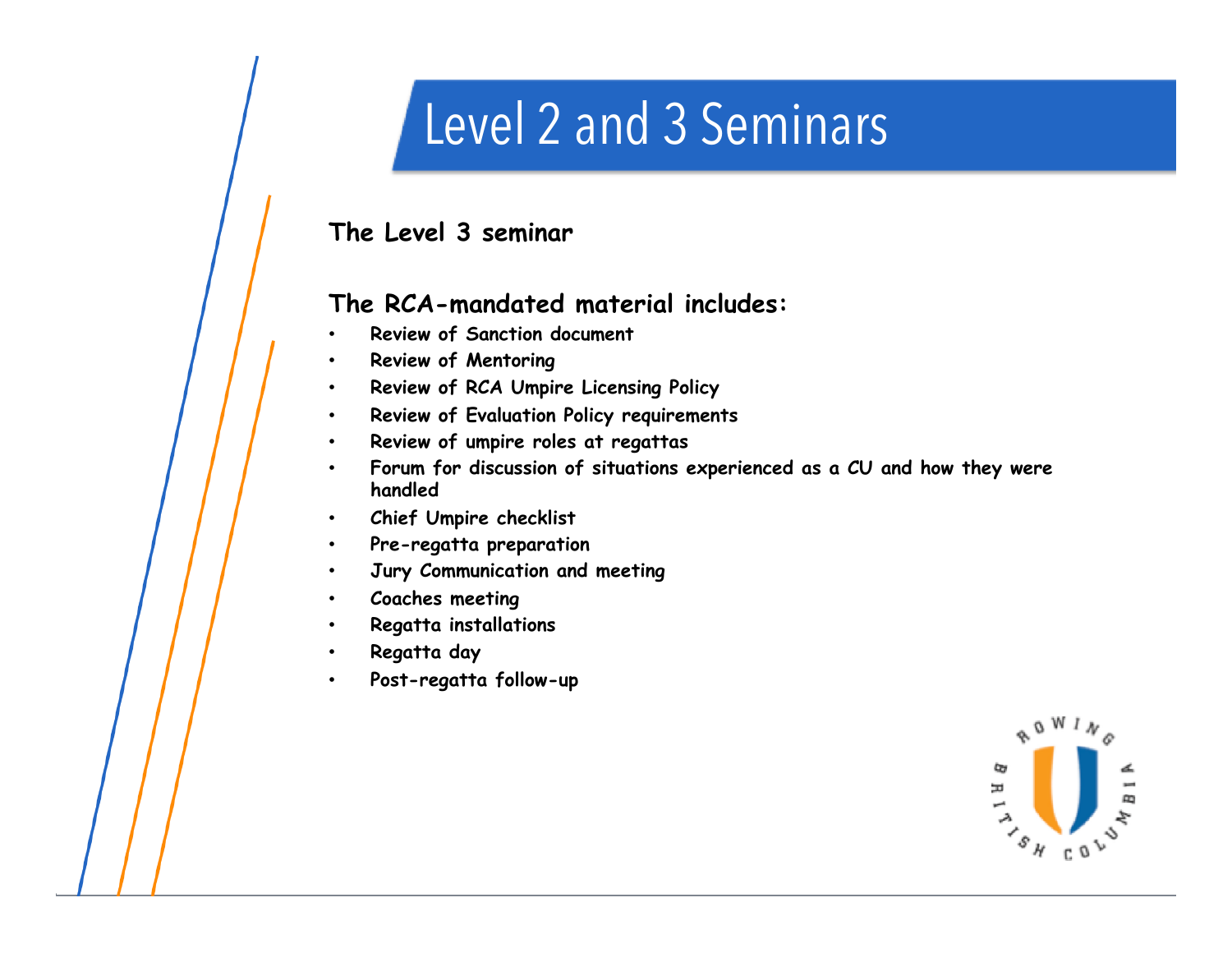# Level 2 and 3 Seminars

**The Level 3 seminar**

**The RCA-mandated material includes:**

- **Review of Sanction document**
- **Review of Mentoring**
- **Review of RCA Umpire Licensing Policy**
- **Review of Evaluation Policy requirements**
- **Review of umpire roles at regattas**
- **Forum for discussion of situations experienced as a CU and how they were handled**
- **Chief Umpire checklist**
- **Pre-regatta preparation**
- **Jury Communication and meeting**
- **Coaches meeting**
- **Regatta installations**
- **Regatta day**
- **Post-regatta follow-up**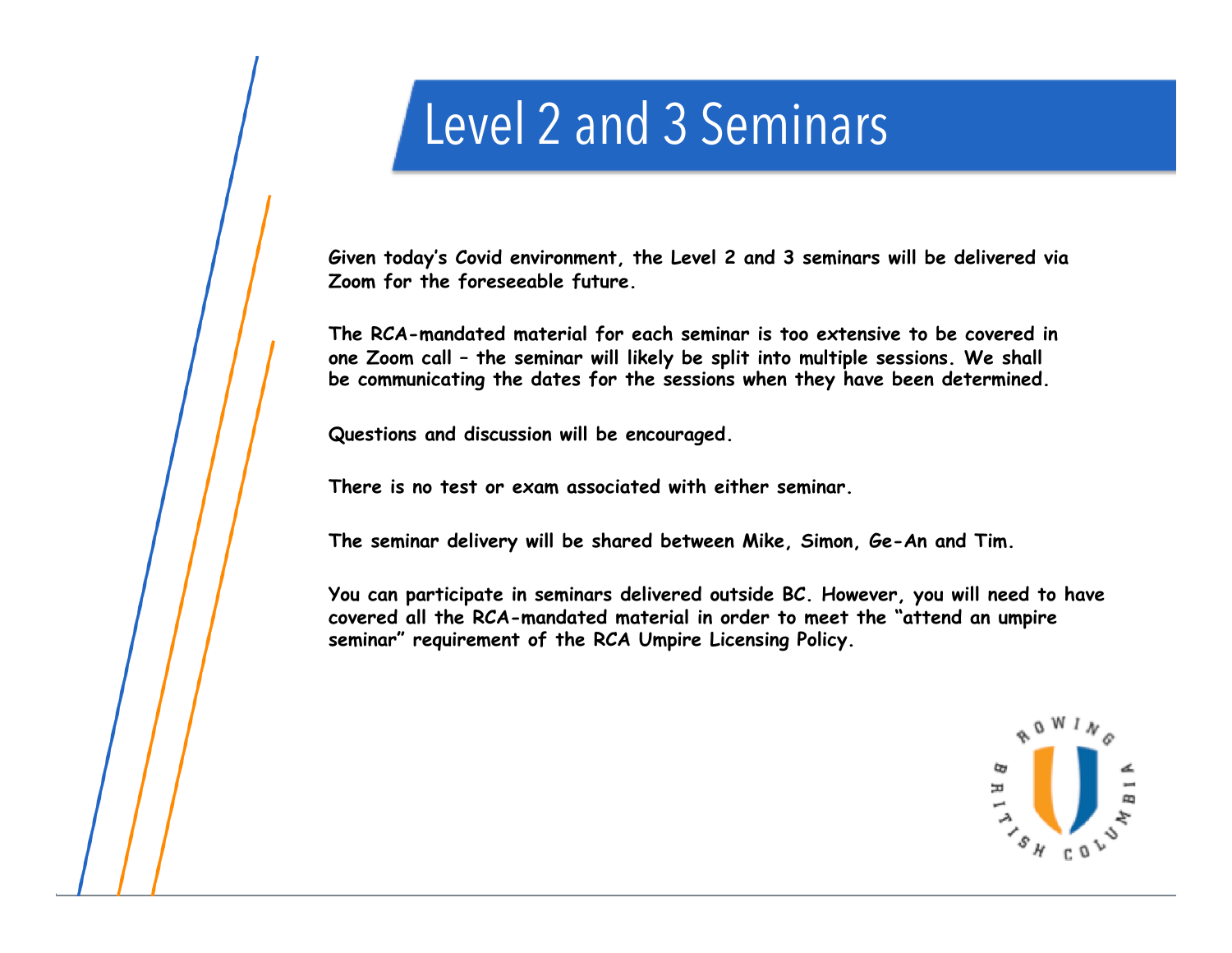# Level 2 and 3 Seminars

**Given today's Covid environment, the Level 2 and 3 seminars will be delivered via Zoom for the foreseeable future.**

**The RCA-mandated material for each seminar is too extensive to be covered in one Zoom call – the seminar will likely be split into multiple sessions. We shall be communicating the dates for the sessions when they have been determined.**

**Questions and discussion will be encouraged.**

**There is no test or exam associated with either seminar.**

**The seminar delivery will be shared between Mike, Simon, Ge-An and Tim.**

**You can participate in seminars delivered outside BC. However, you will need to have covered all the RCA-mandated material in order to meet the "attend an umpire seminar" requirement of the RCA Umpire Licensing Policy.**

ROWING BRITISH COLUMBIA